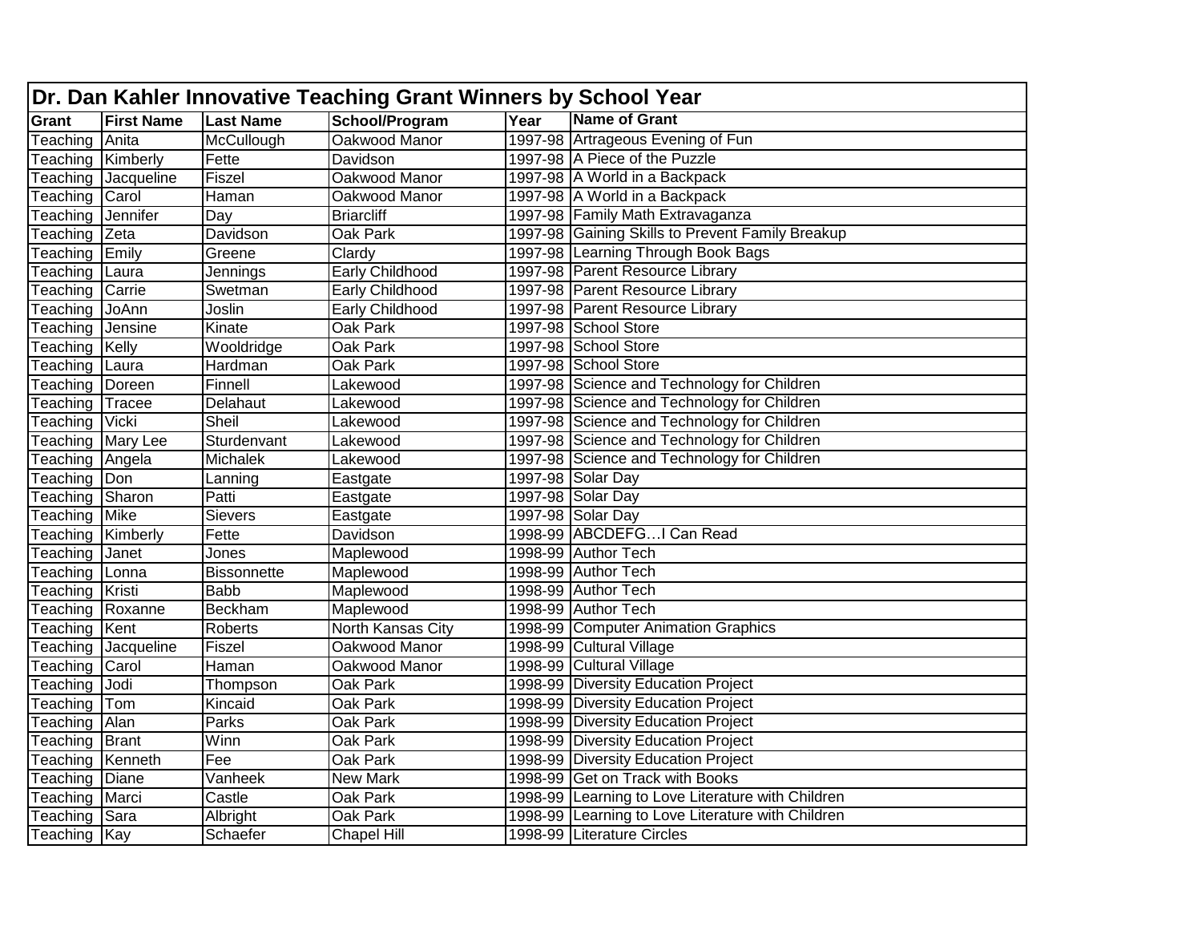# Dr. Dan Kahler Innovative Teaching Grant Winners by School Year

| Grant | First Name | Last Name | School/Program | Year | Name of Grant |
|---|---|---|---|---|---|
| Teaching | Anita | McCullough | Oakwood Manor | 1997-98 | Artrageous Evening of Fun |
| Teaching | Kimberly | Fette | Davidson | 1997-98 | A Piece of the Puzzle |
| Teaching | Jacqueline | Fiszel | Oakwood Manor | 1997-98 | A World in a Backpack |
| Teaching | Carol | Haman | Oakwood Manor | 1997-98 | A World in a Backpack |
| Teaching | Jennifer | Day | Briarcliff | 1997-98 | Family Math Extravaganza |
| Teaching | Zeta | Davidson | Oak Park | 1997-98 | Gaining Skills to Prevent Family Breakup |
| Teaching | Emily | Greene | Clardy | 1997-98 | Learning Through Book Bags |
| Teaching | Laura | Jennings | Early Childhood | 1997-98 | Parent Resource Library |
| Teaching | Carrie | Swetman | Early Childhood | 1997-98 | Parent Resource Library |
| Teaching | JoAnn | Joslin | Early Childhood | 1997-98 | Parent Resource Library |
| Teaching | Jensine | Kinate | Oak Park | 1997-98 | School Store |
| Teaching | Kelly | Wooldridge | Oak Park | 1997-98 | School Store |
| Teaching | Laura | Hardman | Oak Park | 1997-98 | School Store |
| Teaching | Doreen | Finnell | Lakewood | 1997-98 | Science and Technology for Children |
| Teaching | Tracee | Delahaut | Lakewood | 1997-98 | Science and Technology for Children |
| Teaching | Vicki | Sheil | Lakewood | 1997-98 | Science and Technology for Children |
| Teaching | Mary Lee | Sturdenvant | Lakewood | 1997-98 | Science and Technology for Children |
| Teaching | Angela | Michalek | Lakewood | 1997-98 | Science and Technology for Children |
| Teaching | Don | Lanning | Eastgate | 1997-98 | Solar Day |
| Teaching | Sharon | Patti | Eastgate | 1997-98 | Solar Day |
| Teaching | Mike | Sievers | Eastgate | 1997-98 | Solar Day |
| Teaching | Kimberly | Fette | Davidson | 1998-99 | ABCDEFG…I Can Read |
| Teaching | Janet | Jones | Maplewood | 1998-99 | Author Tech |
| Teaching | Lonna | Bissonnette | Maplewood | 1998-99 | Author Tech |
| Teaching | Kristi | Babb | Maplewood | 1998-99 | Author Tech |
| Teaching | Roxanne | Beckham | Maplewood | 1998-99 | Author Tech |
| Teaching | Kent | Roberts | North Kansas City | 1998-99 | Computer Animation Graphics |
| Teaching | Jacqueline | Fiszel | Oakwood Manor | 1998-99 | Cultural Village |
| Teaching | Carol | Haman | Oakwood Manor | 1998-99 | Cultural Village |
| Teaching | Jodi | Thompson | Oak Park | 1998-99 | Diversity Education Project |
| Teaching | Tom | Kincaid | Oak Park | 1998-99 | Diversity Education Project |
| Teaching | Alan | Parks | Oak Park | 1998-99 | Diversity Education Project |
| Teaching | Brant | Winn | Oak Park | 1998-99 | Diversity Education Project |
| Teaching | Kenneth | Fee | Oak Park | 1998-99 | Diversity Education Project |
| Teaching | Diane | Vanheek | New Mark | 1998-99 | Get on Track with Books |
| Teaching | Marci | Castle | Oak Park | 1998-99 | Learning to Love Literature with Children |
| Teaching | Sara | Albright | Oak Park | 1998-99 | Learning to Love Literature with Children |
| Teaching | Kay | Schaefer | Chapel Hill | 1998-99 | Literature Circles |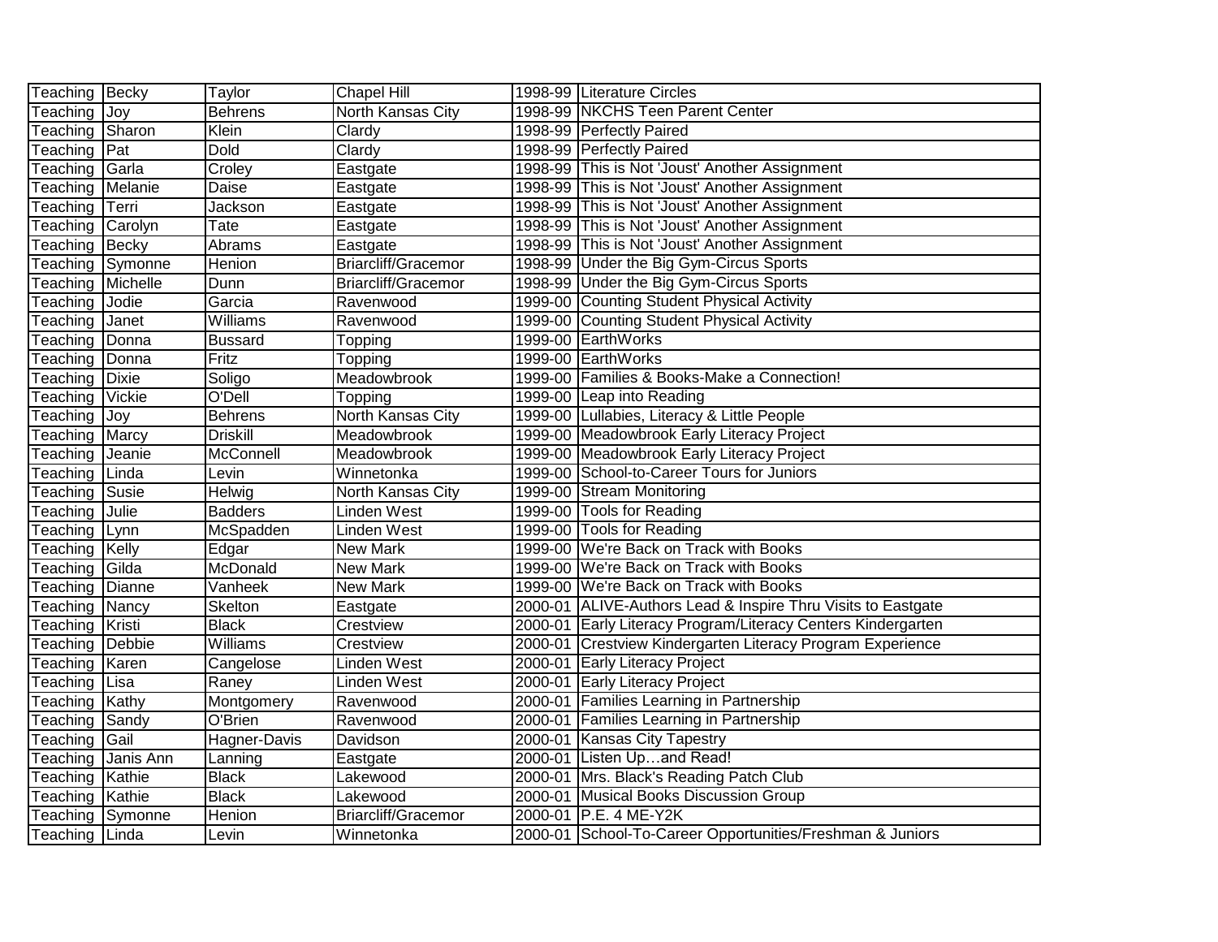| | | | | | |
|---|---|---|---|---|---|
| Teaching | Becky | Taylor | Chapel Hill | 1998-99 | Literature Circles |
| Teaching | Joy | Behrens | North Kansas City | 1998-99 | NKCHS Teen Parent Center |
| Teaching | Sharon | Klein | Clardy | 1998-99 | Perfectly Paired |
| Teaching | Pat | Dold | Clardy | 1998-99 | Perfectly Paired |
| Teaching | Garla | Croley | Eastgate | 1998-99 | This is Not 'Joust' Another Assignment |
| Teaching | Melanie | Daise | Eastgate | 1998-99 | This is Not 'Joust' Another Assignment |
| Teaching | Terri | Jackson | Eastgate | 1998-99 | This is Not 'Joust' Another Assignment |
| Teaching | Carolyn | Tate | Eastgate | 1998-99 | This is Not 'Joust' Another Assignment |
| Teaching | Becky | Abrams | Eastgate | 1998-99 | This is Not 'Joust' Another Assignment |
| Teaching | Symonne | Henion | Briarcliff/Gracemor | 1998-99 | Under the Big Gym-Circus Sports |
| Teaching | Michelle | Dunn | Briarcliff/Gracemor | 1998-99 | Under the Big Gym-Circus Sports |
| Teaching | Jodie | Garcia | Ravenwood | 1999-00 | Counting Student Physical Activity |
| Teaching | Janet | Williams | Ravenwood | 1999-00 | Counting Student Physical Activity |
| Teaching | Donna | Bussard | Topping | 1999-00 | EarthWorks |
| Teaching | Donna | Fritz | Topping | 1999-00 | EarthWorks |
| Teaching | Dixie | Soligo | Meadowbrook | 1999-00 | Families & Books-Make a Connection! |
| Teaching | Vickie | O'Dell | Topping | 1999-00 | Leap into Reading |
| Teaching | Joy | Behrens | North Kansas City | 1999-00 | Lullabies, Literacy & Little People |
| Teaching | Marcy | Driskill | Meadowbrook | 1999-00 | Meadowbrook Early Literacy Project |
| Teaching | Jeanie | McConnell | Meadowbrook | 1999-00 | Meadowbrook Early Literacy Project |
| Teaching | Linda | Levin | Winnetonka | 1999-00 | School-to-Career Tours for Juniors |
| Teaching | Susie | Helwig | North Kansas City | 1999-00 | Stream Monitoring |
| Teaching | Julie | Badders | Linden West | 1999-00 | Tools for Reading |
| Teaching | Lynn | McSpadden | Linden West | 1999-00 | Tools for Reading |
| Teaching | Kelly | Edgar | New Mark | 1999-00 | We're Back on Track with Books |
| Teaching | Gilda | McDonald | New Mark | 1999-00 | We're Back on Track with Books |
| Teaching | Dianne | Vanheek | New Mark | 1999-00 | We're Back on Track with Books |
| Teaching | Nancy | Skelton | Eastgate | 2000-01 | ALIVE-Authors Lead & Inspire Thru Visits to Eastgate |
| Teaching | Kristi | Black | Crestview | 2000-01 | Early Literacy Program/Literacy Centers Kindergarten |
| Teaching | Debbie | Williams | Crestview | 2000-01 | Crestview Kindergarten Literacy Program Experience |
| Teaching | Karen | Cangelose | Linden West | 2000-01 | Early Literacy Project |
| Teaching | Lisa | Raney | Linden West | 2000-01 | Early Literacy Project |
| Teaching | Kathy | Montgomery | Ravenwood | 2000-01 | Families Learning in Partnership |
| Teaching | Sandy | O'Brien | Ravenwood | 2000-01 | Families Learning in Partnership |
| Teaching | Gail | Hagner-Davis | Davidson | 2000-01 | Kansas City Tapestry |
| Teaching | Janis Ann | Lanning | Eastgate | 2000-01 | Listen Up…and Read! |
| Teaching | Kathie | Black | Lakewood | 2000-01 | Mrs. Black's Reading Patch Club |
| Teaching | Kathie | Black | Lakewood | 2000-01 | Musical Books Discussion Group |
| Teaching | Symonne | Henion | Briarcliff/Gracemor | 2000-01 | P.E. 4 ME-Y2K |
| Teaching | Linda | Levin | Winnetonka | 2000-01 | School-To-Career Opportunities/Freshman & Juniors |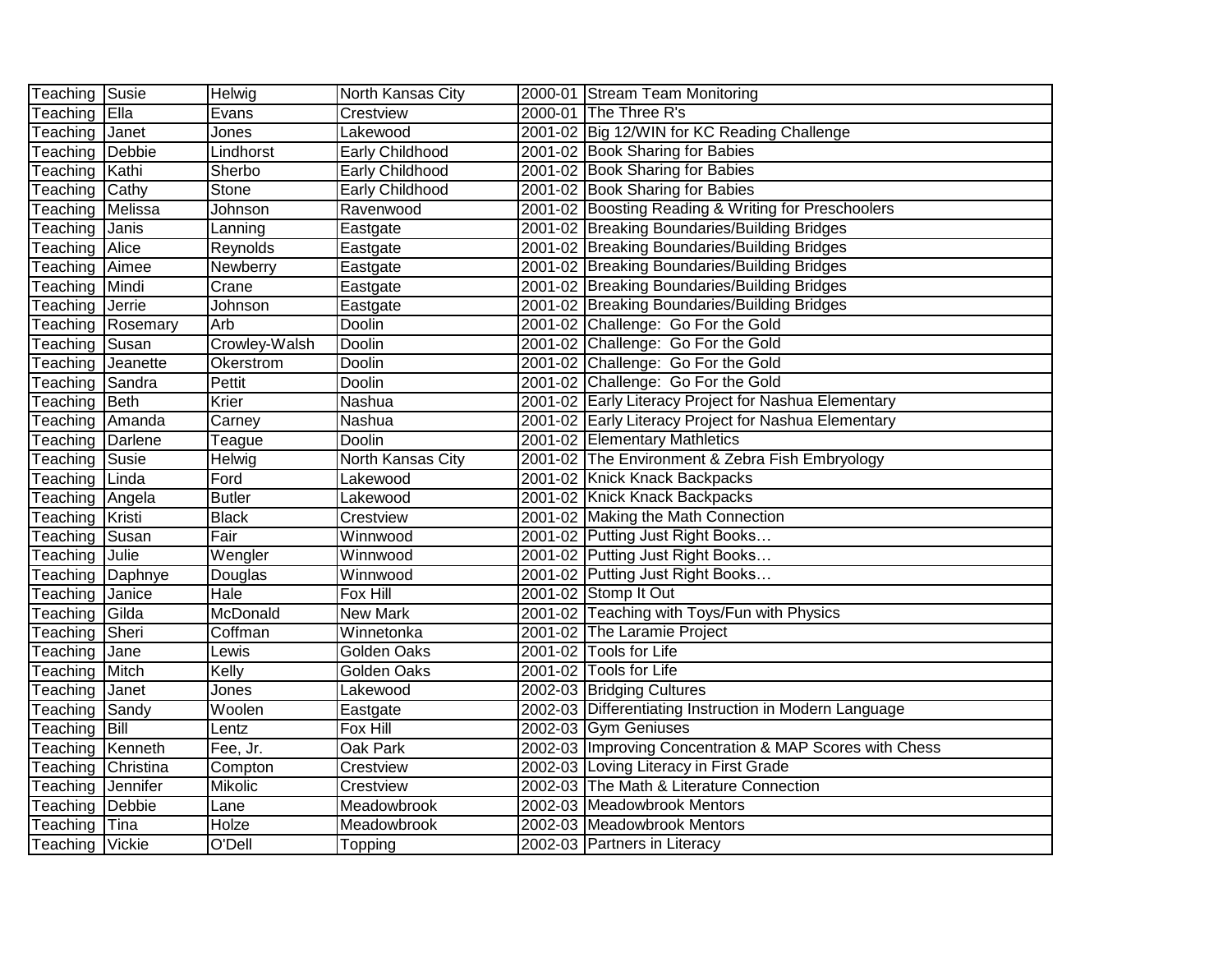| Teaching | Susie | Helwig | North Kansas City | 2000-01 | Stream Team Monitoring |
|---|---|---|---|---|---|
| Teaching | Ella | Evans | Crestview | 2000-01 | The Three R's |
| Teaching | Janet | Jones | Lakewood | 2001-02 | Big 12/WIN for KC Reading Challenge |
| Teaching | Debbie | Lindhorst | Early Childhood | 2001-02 | Book Sharing for Babies |
| Teaching | Kathi | Sherbo | Early Childhood | 2001-02 | Book Sharing for Babies |
| Teaching | Cathy | Stone | Early Childhood | 2001-02 | Book Sharing for Babies |
| Teaching | Melissa | Johnson | Ravenwood | 2001-02 | Boosting Reading & Writing for Preschoolers |
| Teaching | Janis | Lanning | Eastgate | 2001-02 | Breaking Boundaries/Building Bridges |
| Teaching | Alice | Reynolds | Eastgate | 2001-02 | Breaking Boundaries/Building Bridges |
| Teaching | Aimee | Newberry | Eastgate | 2001-02 | Breaking Boundaries/Building Bridges |
| Teaching | Mindi | Crane | Eastgate | 2001-02 | Breaking Boundaries/Building Bridges |
| Teaching | Jerrie | Johnson | Eastgate | 2001-02 | Breaking Boundaries/Building Bridges |
| Teaching | Rosemary | Arb | Doolin | 2001-02 | Challenge: Go For the Gold |
| Teaching | Susan | Crowley-Walsh | Doolin | 2001-02 | Challenge: Go For the Gold |
| Teaching | Jeanette | Okerstrom | Doolin | 2001-02 | Challenge: Go For the Gold |
| Teaching | Sandra | Pettit | Doolin | 2001-02 | Challenge: Go For the Gold |
| Teaching | Beth | Krier | Nashua | 2001-02 | Early Literacy Project for Nashua Elementary |
| Teaching | Amanda | Carney | Nashua | 2001-02 | Early Literacy Project for Nashua Elementary |
| Teaching | Darlene | Teague | Doolin | 2001-02 | Elementary Mathletics |
| Teaching | Susie | Helwig | North Kansas City | 2001-02 | The Environment & Zebra Fish Embryology |
| Teaching | Linda | Ford | Lakewood | 2001-02 | Knick Knack Backpacks |
| Teaching | Angela | Butler | Lakewood | 2001-02 | Knick Knack Backpacks |
| Teaching | Kristi | Black | Crestview | 2001-02 | Making the Math Connection |
| Teaching | Susan | Fair | Winnwood | 2001-02 | Putting Just Right Books… |
| Teaching | Julie | Wengler | Winnwood | 2001-02 | Putting Just Right Books… |
| Teaching | Daphnye | Douglas | Winnwood | 2001-02 | Putting Just Right Books… |
| Teaching | Janice | Hale | Fox Hill | 2001-02 | Stomp It Out |
| Teaching | Gilda | McDonald | New Mark | 2001-02 | Teaching with Toys/Fun with Physics |
| Teaching | Sheri | Coffman | Winnetonka | 2001-02 | The Laramie Project |
| Teaching | Jane | Lewis | Golden Oaks | 2001-02 | Tools for Life |
| Teaching | Mitch | Kelly | Golden Oaks | 2001-02 | Tools for Life |
| Teaching | Janet | Jones | Lakewood | 2002-03 | Bridging Cultures |
| Teaching | Sandy | Woolen | Eastgate | 2002-03 | Differentiating Instruction in Modern Language |
| Teaching | Bill | Lentz | Fox Hill | 2002-03 | Gym Geniuses |
| Teaching | Kenneth | Fee, Jr. | Oak Park | 2002-03 | Improving Concentration & MAP Scores with Chess |
| Teaching | Christina | Compton | Crestview | 2002-03 | Loving Literacy in First Grade |
| Teaching | Jennifer | Mikolic | Crestview | 2002-03 | The Math & Literature Connection |
| Teaching | Debbie | Lane | Meadowbrook | 2002-03 | Meadowbrook Mentors |
| Teaching | Tina | Holze | Meadowbrook | 2002-03 | Meadowbrook Mentors |
| Teaching | Vickie | O'Dell | Topping | 2002-03 | Partners in Literacy |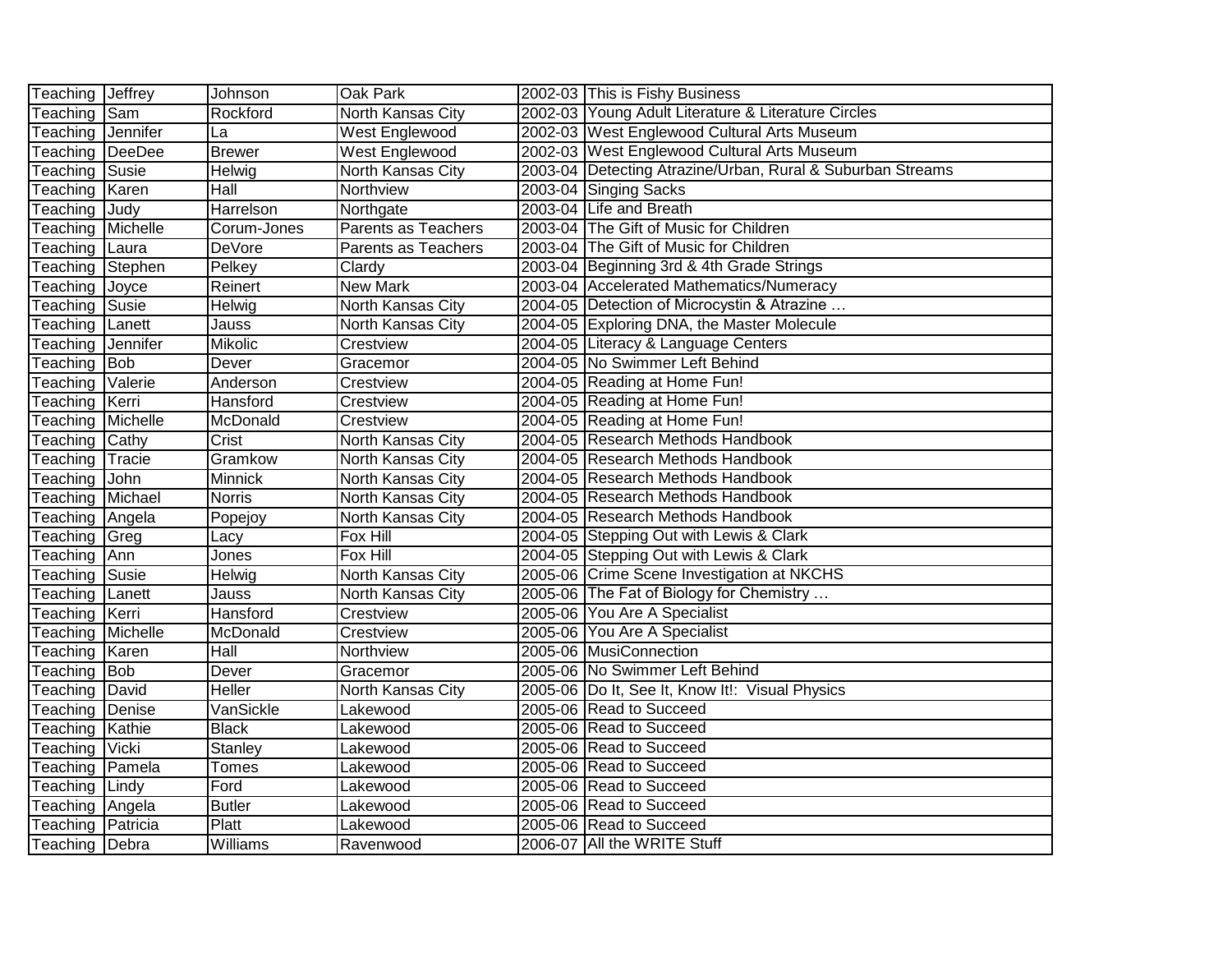| Teaching | Jeffrey | Johnson | Oak Park | 2002-03 | This is Fishy Business |
|---|---|---|---|---|---|
| Teaching | Sam | Rockford | North Kansas City | 2002-03 | Young Adult Literature & Literature Circles |
| Teaching | Jennifer | La | West Englewood | 2002-03 | West Englewood Cultural Arts Museum |
| Teaching | DeeDee | Brewer | West Englewood | 2002-03 | West Englewood Cultural Arts Museum |
| Teaching | Susie | Helwig | North Kansas City | 2003-04 | Detecting Atrazine/Urban, Rural & Suburban Streams |
| Teaching | Karen | Hall | Northview | 2003-04 | Singing Sacks |
| Teaching | Judy | Harrelson | Northgate | 2003-04 | Life and Breath |
| Teaching | Michelle | Corum-Jones | Parents as Teachers | 2003-04 | The Gift of Music for Children |
| Teaching | Laura | DeVore | Parents as Teachers | 2003-04 | The Gift of Music for Children |
| Teaching | Stephen | Pelkey | Clardy | 2003-04 | Beginning 3rd & 4th Grade Strings |
| Teaching | Joyce | Reinert | New Mark | 2003-04 | Accelerated Mathematics/Numeracy |
| Teaching | Susie | Helwig | North Kansas City | 2004-05 | Detection of Microcystin & Atrazine … |
| Teaching | Lanett | Jauss | North Kansas City | 2004-05 | Exploring DNA, the Master Molecule |
| Teaching | Jennifer | Mikolic | Crestview | 2004-05 | Literacy & Language Centers |
| Teaching | Bob | Dever | Gracemor | 2004-05 | No Swimmer Left Behind |
| Teaching | Valerie | Anderson | Crestview | 2004-05 | Reading at Home Fun! |
| Teaching | Kerri | Hansford | Crestview | 2004-05 | Reading at Home Fun! |
| Teaching | Michelle | McDonald | Crestview | 2004-05 | Reading at Home Fun! |
| Teaching | Cathy | Crist | North Kansas City | 2004-05 | Research Methods Handbook |
| Teaching | Tracie | Gramkow | North Kansas City | 2004-05 | Research Methods Handbook |
| Teaching | John | Minnick | North Kansas City | 2004-05 | Research Methods Handbook |
| Teaching | Michael | Norris | North Kansas City | 2004-05 | Research Methods Handbook |
| Teaching | Angela | Popejoy | North Kansas City | 2004-05 | Research Methods Handbook |
| Teaching | Greg | Lacy | Fox Hill | 2004-05 | Stepping Out with Lewis & Clark |
| Teaching | Ann | Jones | Fox Hill | 2004-05 | Stepping Out with Lewis & Clark |
| Teaching | Susie | Helwig | North Kansas City | 2005-06 | Crime Scene Investigation at NKCHS |
| Teaching | Lanett | Jauss | North Kansas City | 2005-06 | The Fat of Biology for Chemistry … |
| Teaching | Kerri | Hansford | Crestview | 2005-06 | You Are A Specialist |
| Teaching | Michelle | McDonald | Crestview | 2005-06 | You Are A Specialist |
| Teaching | Karen | Hall | Northview | 2005-06 | MusiConnection |
| Teaching | Bob | Dever | Gracemor | 2005-06 | No Swimmer Left Behind |
| Teaching | David | Heller | North Kansas City | 2005-06 | Do It, See It, Know It!: Visual Physics |
| Teaching | Denise | VanSickle | Lakewood | 2005-06 | Read to Succeed |
| Teaching | Kathie | Black | Lakewood | 2005-06 | Read to Succeed |
| Teaching | Vicki | Stanley | Lakewood | 2005-06 | Read to Succeed |
| Teaching | Pamela | Tomes | Lakewood | 2005-06 | Read to Succeed |
| Teaching | Lindy | Ford | Lakewood | 2005-06 | Read to Succeed |
| Teaching | Angela | Butler | Lakewood | 2005-06 | Read to Succeed |
| Teaching | Patricia | Platt | Lakewood | 2005-06 | Read to Succeed |
| Teaching | Debra | Williams | Ravenwood | 2006-07 | All the WRITE Stuff |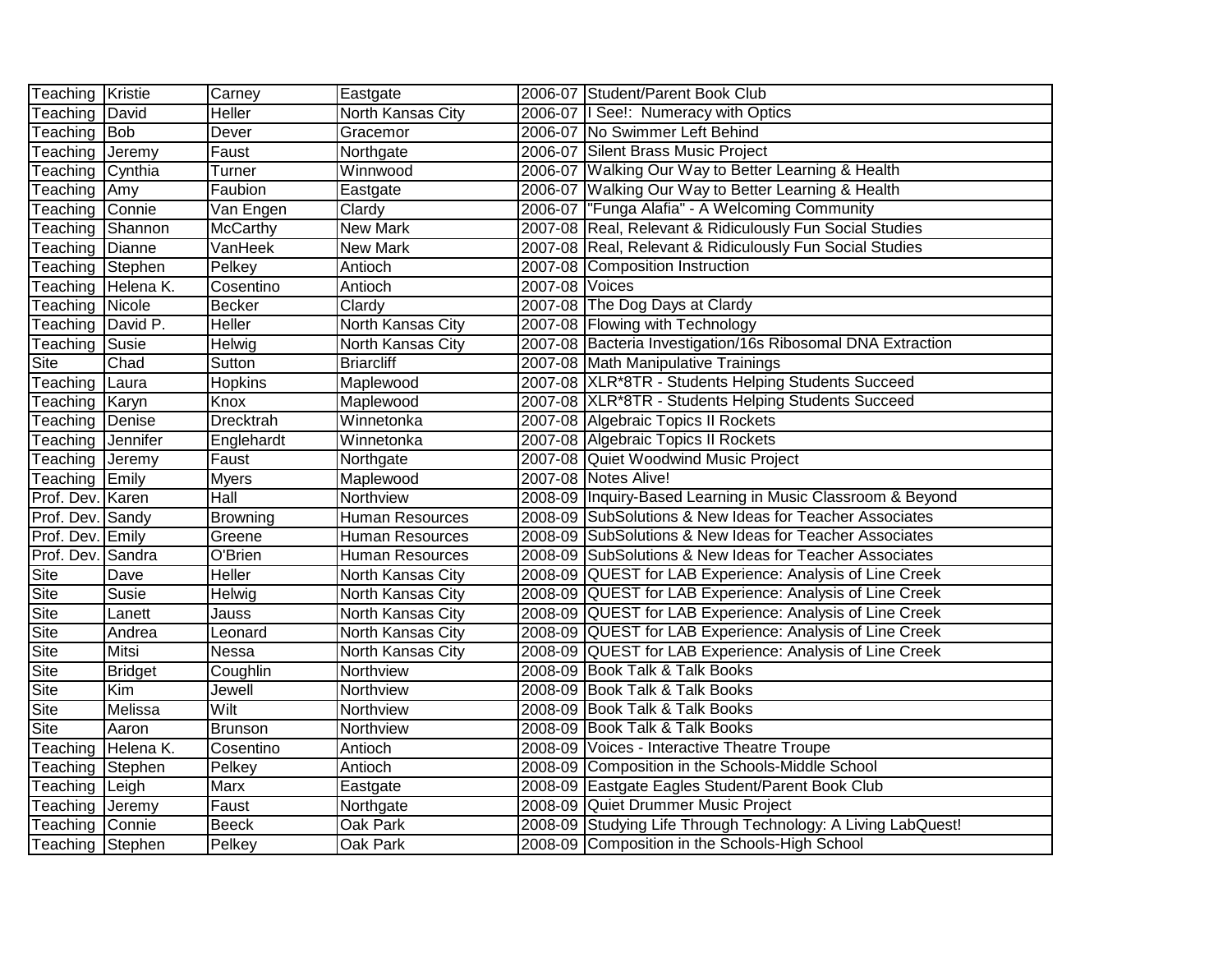| | | | | | |
|---|---|---|---|---|---|
| Teaching | Kristie | Carney | Eastgate | 2006-07 | Student/Parent Book Club |
| Teaching | David | Heller | North Kansas City | 2006-07 | I See!: Numeracy with Optics |
| Teaching | Bob | Dever | Gracemor | 2006-07 | No Swimmer Left Behind |
| Teaching | Jeremy | Faust | Northgate | 2006-07 | Silent Brass Music Project |
| Teaching | Cynthia | Turner | Winnwood | 2006-07 | Walking Our Way to Better Learning & Health |
| Teaching | Amy | Faubion | Eastgate | 2006-07 | Walking Our Way to Better Learning & Health |
| Teaching | Connie | Van Engen | Clardy | 2006-07 | "Funga Alafia" - A Welcoming Community |
| Teaching | Shannon | McCarthy | New Mark | 2007-08 | Real, Relevant & Ridiculously Fun Social Studies |
| Teaching | Dianne | VanHeek | New Mark | 2007-08 | Real, Relevant & Ridiculously Fun Social Studies |
| Teaching | Stephen | Pelkey | Antioch | 2007-08 | Composition Instruction |
| Teaching | Helena K. | Cosentino | Antioch | 2007-08 | Voices |
| Teaching | Nicole | Becker | Clardy | 2007-08 | The Dog Days at Clardy |
| Teaching | David P. | Heller | North Kansas City | 2007-08 | Flowing with Technology |
| Teaching | Susie | Helwig | North Kansas City | 2007-08 | Bacteria Investigation/16s Ribosomal DNA Extraction |
| Site | Chad | Sutton | Briarcliff | 2007-08 | Math Manipulative Trainings |
| Teaching | Laura | Hopkins | Maplewood | 2007-08 | XLR*8TR - Students Helping Students Succeed |
| Teaching | Karyn | Knox | Maplewood | 2007-08 | XLR*8TR - Students Helping Students Succeed |
| Teaching | Denise | Drecktrah | Winnetonka | 2007-08 | Algebraic Topics II Rockets |
| Teaching | Jennifer | Englehardt | Winnetonka | 2007-08 | Algebraic Topics II Rockets |
| Teaching | Jeremy | Faust | Northgate | 2007-08 | Quiet Woodwind Music Project |
| Teaching | Emily | Myers | Maplewood | 2007-08 | Notes Alive! |
| Prof. Dev. | Karen | Hall | Northview | 2008-09 | Inquiry-Based Learning in Music Classroom & Beyond |
| Prof. Dev. | Sandy | Browning | Human Resources | 2008-09 | SubSolutions & New Ideas for Teacher Associates |
| Prof. Dev. | Emily | Greene | Human Resources | 2008-09 | SubSolutions & New Ideas for Teacher Associates |
| Prof. Dev. | Sandra | O'Brien | Human Resources | 2008-09 | SubSolutions & New Ideas for Teacher Associates |
| Site | Dave | Heller | North Kansas City | 2008-09 | QUEST for LAB Experience: Analysis of Line Creek |
| Site | Susie | Helwig | North Kansas City | 2008-09 | QUEST for LAB Experience: Analysis of Line Creek |
| Site | Lanett | Jauss | North Kansas City | 2008-09 | QUEST for LAB Experience: Analysis of Line Creek |
| Site | Andrea | Leonard | North Kansas City | 2008-09 | QUEST for LAB Experience: Analysis of Line Creek |
| Site | Mitsi | Nessa | North Kansas City | 2008-09 | QUEST for LAB Experience: Analysis of Line Creek |
| Site | Bridget | Coughlin | Northview | 2008-09 | Book Talk & Talk Books |
| Site | Kim | Jewell | Northview | 2008-09 | Book Talk & Talk Books |
| Site | Melissa | Wilt | Northview | 2008-09 | Book Talk & Talk Books |
| Site | Aaron | Brunson | Northview | 2008-09 | Book Talk & Talk Books |
| Teaching | Helena K. | Cosentino | Antioch | 2008-09 | Voices - Interactive Theatre Troupe |
| Teaching | Stephen | Pelkey | Antioch | 2008-09 | Composition in the Schools-Middle School |
| Teaching | Leigh | Marx | Eastgate | 2008-09 | Eastgate Eagles Student/Parent Book Club |
| Teaching | Jeremy | Faust | Northgate | 2008-09 | Quiet Drummer Music Project |
| Teaching | Connie | Beeck | Oak Park | 2008-09 | Studying Life Through Technology: A Living LabQuest! |
| Teaching | Stephen | Pelkey | Oak Park | 2008-09 | Composition in the Schools-High School |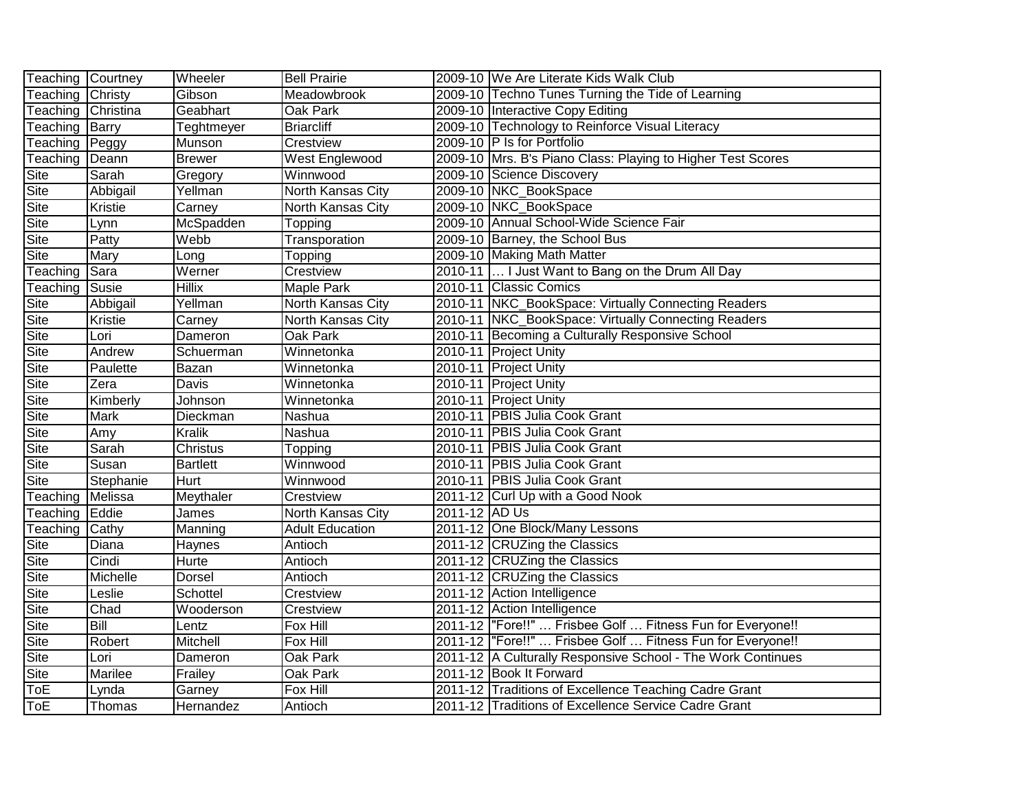| | | | | | |
|---|---|---|---|---|---|
| Teaching | Courtney | Wheeler | Bell Prairie | 2009-10 | We Are Literate Kids Walk Club |
| Teaching | Christy | Gibson | Meadowbrook | 2009-10 | Techno Tunes Turning the Tide of Learning |
| Teaching | Christina | Geabhart | Oak Park | 2009-10 | Interactive Copy Editing |
| Teaching | Barry | Teghtmeyer | Briarcliff | 2009-10 | Technology to Reinforce Visual Literacy |
| Teaching | Peggy | Munson | Crestview | 2009-10 | P Is for Portfolio |
| Teaching | Deann | Brewer | West Englewood | 2009-10 | Mrs. B's Piano Class: Playing to Higher Test Scores |
| Site | Sarah | Gregory | Winnwood | 2009-10 | Science Discovery |
| Site | Abbigail | Yellman | North Kansas City | 2009-10 | NKC_BookSpace |
| Site | Kristie | Carney | North Kansas City | 2009-10 | NKC_BookSpace |
| Site | Lynn | McSpadden | Topping | 2009-10 | Annual School-Wide Science Fair |
| Site | Patty | Webb | Transporation | 2009-10 | Barney, the School Bus |
| Site | Mary | Long | Topping | 2009-10 | Making Math Matter |
| Teaching | Sara | Werner | Crestview | 2010-11 | … I Just Want to Bang on the Drum All Day |
| Teaching | Susie | Hillix | Maple Park | 2010-11 | Classic Comics |
| Site | Abbigail | Yellman | North Kansas City | 2010-11 | NKC_BookSpace: Virtually Connecting Readers |
| Site | Kristie | Carney | North Kansas City | 2010-11 | NKC_BookSpace: Virtually Connecting Readers |
| Site | Lori | Dameron | Oak Park | 2010-11 | Becoming a Culturally Responsive School |
| Site | Andrew | Schuerman | Winnetonka | 2010-11 | Project Unity |
| Site | Paulette | Bazan | Winnetonka | 2010-11 | Project Unity |
| Site | Zera | Davis | Winnetonka | 2010-11 | Project Unity |
| Site | Kimberly | Johnson | Winnetonka | 2010-11 | Project Unity |
| Site | Mark | Dieckman | Nashua | 2010-11 | PBIS Julia Cook Grant |
| Site | Amy | Kralik | Nashua | 2010-11 | PBIS Julia Cook Grant |
| Site | Sarah | Christus | Topping | 2010-11 | PBIS Julia Cook Grant |
| Site | Susan | Bartlett | Winnwood | 2010-11 | PBIS Julia Cook Grant |
| Site | Stephanie | Hurt | Winnwood | 2010-11 | PBIS Julia Cook Grant |
| Teaching | Melissa | Meythaler | Crestview | 2011-12 | Curl Up with a Good Nook |
| Teaching | Eddie | James | North Kansas City | 2011-12 | AD Us |
| Teaching | Cathy | Manning | Adult Education | 2011-12 | One Block/Many Lessons |
| Site | Diana | Haynes | Antioch | 2011-12 | CRUZing the Classics |
| Site | Cindi | Hurte | Antioch | 2011-12 | CRUZing the Classics |
| Site | Michelle | Dorsel | Antioch | 2011-12 | CRUZing the Classics |
| Site | Leslie | Schottel | Crestview | 2011-12 | Action Intelligence |
| Site | Chad | Wooderson | Crestview | 2011-12 | Action Intelligence |
| Site | Bill | Lentz | Fox Hill | 2011-12 | "Fore!!" … Frisbee Golf … Fitness Fun for Everyone!! |
| Site | Robert | Mitchell | Fox Hill | 2011-12 | "Fore!!" … Frisbee Golf … Fitness Fun for Everyone!! |
| Site | Lori | Dameron | Oak Park | 2011-12 | A Culturally Responsive School - The Work Continues |
| Site | Marilee | Frailey | Oak Park | 2011-12 | Book It Forward |
| ToE | Lynda | Garney | Fox Hill | 2011-12 | Traditions of Excellence Teaching Cadre Grant |
| ToE | Thomas | Hernandez | Antioch | 2011-12 | Traditions of Excellence Service Cadre Grant |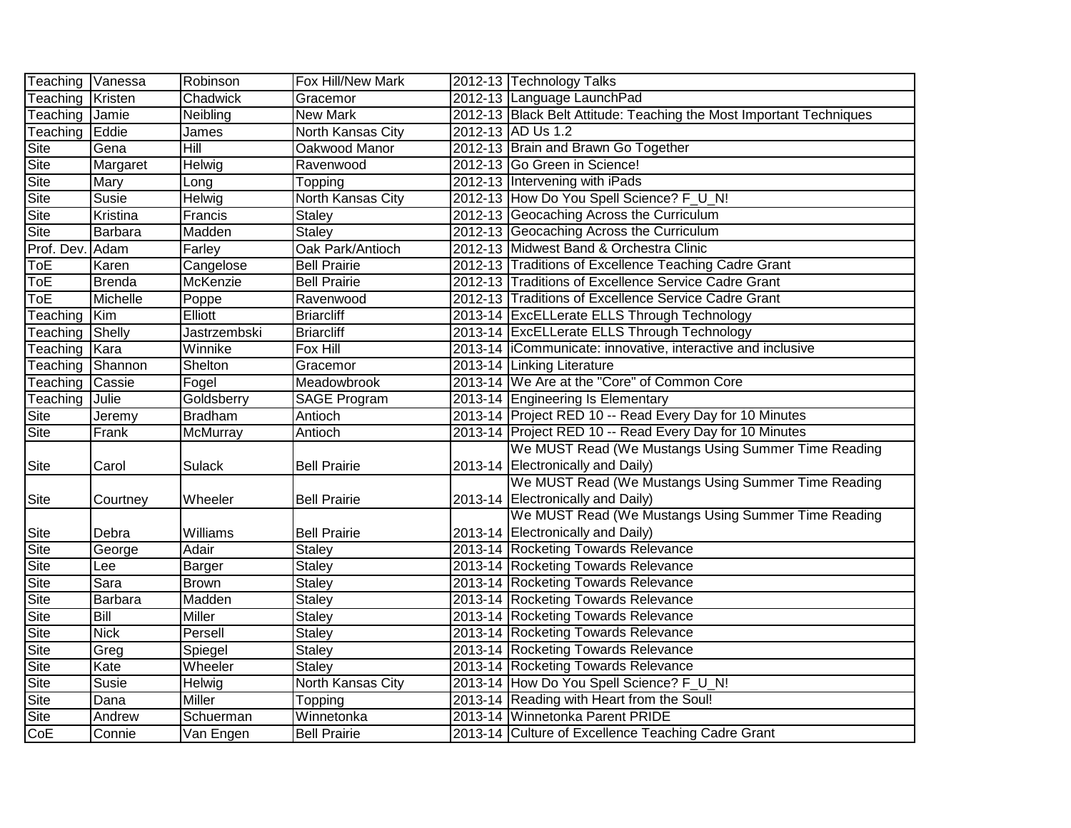| | | | | | |
|---|---|---|---|---|---|
| Teaching | Vanessa | Robinson | Fox Hill/New Mark | 2012-13 | Technology Talks |
| Teaching | Kristen | Chadwick | Gracemor | 2012-13 | Language LaunchPad |
| Teaching | Jamie | Neibling | New Mark | 2012-13 | Black Belt Attitude: Teaching the Most Important Techniques |
| Teaching | Eddie | James | North Kansas City | 2012-13 | AD Us 1.2 |
| Site | Gena | Hill | Oakwood Manor | 2012-13 | Brain and Brawn Go Together |
| Site | Margaret | Helwig | Ravenwood | 2012-13 | Go Green in Science! |
| Site | Mary | Long | Topping | 2012-13 | Intervening with iPads |
| Site | Susie | Helwig | North Kansas City | 2012-13 | How Do You Spell Science? F_U_N! |
| Site | Kristina | Francis | Staley | 2012-13 | Geocaching Across the Curriculum |
| Site | Barbara | Madden | Staley | 2012-13 | Geocaching Across the Curriculum |
| Prof. Dev. | Adam | Farley | Oak Park/Antioch | 2012-13 | Midwest Band & Orchestra Clinic |
| ToE | Karen | Cangelose | Bell Prairie | 2012-13 | Traditions of Excellence Teaching Cadre Grant |
| ToE | Brenda | McKenzie | Bell Prairie | 2012-13 | Traditions of Excellence Service Cadre Grant |
| ToE | Michelle | Poppe | Ravenwood | 2012-13 | Traditions of Excellence Service Cadre Grant |
| Teaching | Kim | Elliott | Briarcliff | 2013-14 | ExcELLerate ELLS Through Technology |
| Teaching | Shelly | Jastrzembski | Briarcliff | 2013-14 | ExcELLerate ELLS Through Technology |
| Teaching | Kara | Winnike | Fox Hill | 2013-14 | iCommunicate: innovative, interactive and inclusive |
| Teaching | Shannon | Shelton | Gracemor | 2013-14 | Linking Literature |
| Teaching | Cassie | Fogel | Meadowbrook | 2013-14 | We Are at the "Core" of Common Core |
| Teaching | Julie | Goldsberry | SAGE Program | 2013-14 | Engineering Is Elementary |
| Site | Jeremy | Bradham | Antioch | 2013-14 | Project RED 10 -- Read Every Day for 10 Minutes |
| Site | Frank | McMurray | Antioch | 2013-14 | Project RED 10 -- Read Every Day for 10 Minutes |
| Site | Carol | Sulack | Bell Prairie | 2013-14 | We MUST Read (We Mustangs Using Summer Time Reading Electronically and Daily) |
| Site | Courtney | Wheeler | Bell Prairie | 2013-14 | We MUST Read (We Mustangs Using Summer Time Reading Electronically and Daily) |
| Site | Debra | Williams | Bell Prairie | 2013-14 | We MUST Read (We Mustangs Using Summer Time Reading Electronically and Daily) |
| Site | George | Adair | Staley | 2013-14 | Rocketing Towards Relevance |
| Site | Lee | Barger | Staley | 2013-14 | Rocketing Towards Relevance |
| Site | Sara | Brown | Staley | 2013-14 | Rocketing Towards Relevance |
| Site | Barbara | Madden | Staley | 2013-14 | Rocketing Towards Relevance |
| Site | Bill | Miller | Staley | 2013-14 | Rocketing Towards Relevance |
| Site | Nick | Persell | Staley | 2013-14 | Rocketing Towards Relevance |
| Site | Greg | Spiegel | Staley | 2013-14 | Rocketing Towards Relevance |
| Site | Kate | Wheeler | Staley | 2013-14 | Rocketing Towards Relevance |
| Site | Susie | Helwig | North Kansas City | 2013-14 | How Do You Spell Science? F_U_N! |
| Site | Dana | Miller | Topping | 2013-14 | Reading with Heart from the Soul! |
| Site | Andrew | Schuerman | Winnetonka | 2013-14 | Winnetonka Parent PRIDE |
| CoE | Connie | Van Engen | Bell Prairie | 2013-14 | Culture of Excellence Teaching Cadre Grant |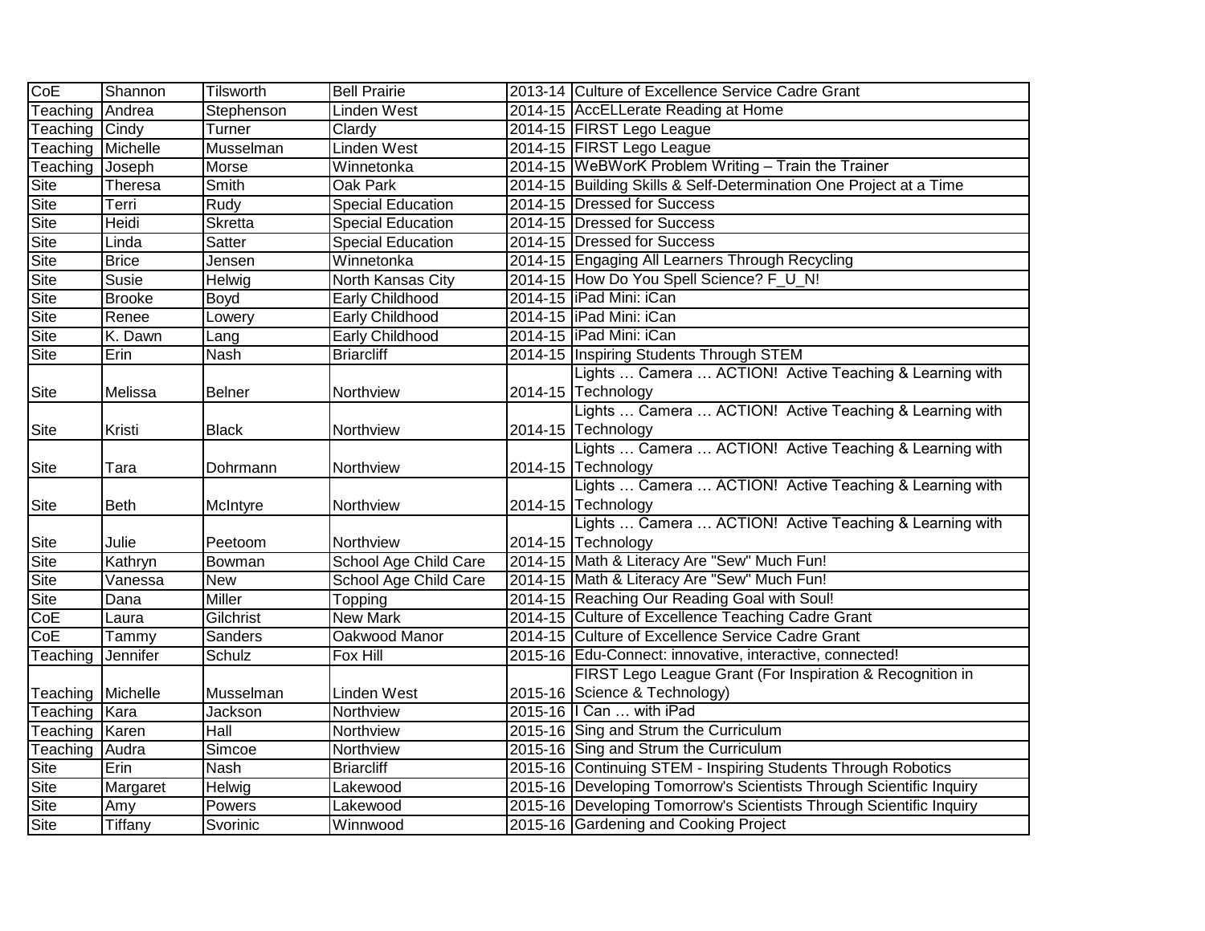| CoE | Shannon | Tilsworth | Bell Prairie | 2013-14 | Culture of Excellence Service Cadre Grant |
|---|---|---|---|---|---|
| Teaching | Andrea | Stephenson | Linden West | 2014-15 | AccELLerate Reading at Home |
| Teaching | Cindy | Turner | Clardy | 2014-15 | FIRST Lego League |
| Teaching | Michelle | Musselman | Linden West | 2014-15 | FIRST Lego League |
| Teaching | Joseph | Morse | Winnetonka | 2014-15 | WeBWorK Problem Writing – Train the Trainer |
| Site | Theresa | Smith | Oak Park | 2014-15 | Building Skills & Self-Determination One Project at a Time |
| Site | Terri | Rudy | Special Education | 2014-15 | Dressed for Success |
| Site | Heidi | Skretta | Special Education | 2014-15 | Dressed for Success |
| Site | Linda | Satter | Special Education | 2014-15 | Dressed for Success |
| Site | Brice | Jensen | Winnetonka | 2014-15 | Engaging All Learners Through Recycling |
| Site | Susie | Helwig | North Kansas City | 2014-15 | How Do You Spell Science? F_U_N! |
| Site | Brooke | Boyd | Early Childhood | 2014-15 | iPad Mini: iCan |
| Site | Renee | Lowery | Early Childhood | 2014-15 | iPad Mini: iCan |
| Site | K. Dawn | Lang | Early Childhood | 2014-15 | iPad Mini: iCan |
| Site | Erin | Nash | Briarcliff | 2014-15 | Inspiring Students Through STEM |
| Site | Melissa | Belner | Northview | 2014-15 | Lights … Camera … ACTION! Active Teaching & Learning with Technology |
| Site | Kristi | Black | Northview | 2014-15 | Lights … Camera … ACTION! Active Teaching & Learning with Technology |
| Site | Tara | Dohrmann | Northview | 2014-15 | Lights … Camera … ACTION! Active Teaching & Learning with Technology |
| Site | Beth | McIntyre | Northview | 2014-15 | Lights … Camera … ACTION! Active Teaching & Learning with Technology |
| Site | Julie | Peetoom | Northview | 2014-15 | Lights … Camera … ACTION! Active Teaching & Learning with Technology |
| Site | Kathryn | Bowman | School Age Child Care | 2014-15 | Math & Literacy Are "Sew" Much Fun! |
| Site | Vanessa | New | School Age Child Care | 2014-15 | Math & Literacy Are "Sew" Much Fun! |
| Site | Dana | Miller | Topping | 2014-15 | Reaching Our Reading Goal with Soul! |
| CoE | Laura | Gilchrist | New Mark | 2014-15 | Culture of Excellence Teaching Cadre Grant |
| CoE | Tammy | Sanders | Oakwood Manor | 2014-15 | Culture of Excellence Service Cadre Grant |
| Teaching | Jennifer | Schulz | Fox Hill | 2015-16 | Edu-Connect: innovative, interactive, connected! |
| Teaching | Michelle | Musselman | Linden West | 2015-16 | FIRST Lego League Grant (For Inspiration & Recognition in Science & Technology) |
| Teaching | Kara | Jackson | Northview | 2015-16 | I Can … with iPad |
| Teaching | Karen | Hall | Northview | 2015-16 | Sing and Strum the Curriculum |
| Teaching | Audra | Simcoe | Northview | 2015-16 | Sing and Strum the Curriculum |
| Site | Erin | Nash | Briarcliff | 2015-16 | Continuing STEM - Inspiring Students Through Robotics |
| Site | Margaret | Helwig | Lakewood | 2015-16 | Developing Tomorrow's Scientists Through Scientific Inquiry |
| Site | Amy | Powers | Lakewood | 2015-16 | Developing Tomorrow's Scientists Through Scientific Inquiry |
| Site | Tiffany | Svorinic | Winnwood | 2015-16 | Gardening and Cooking Project |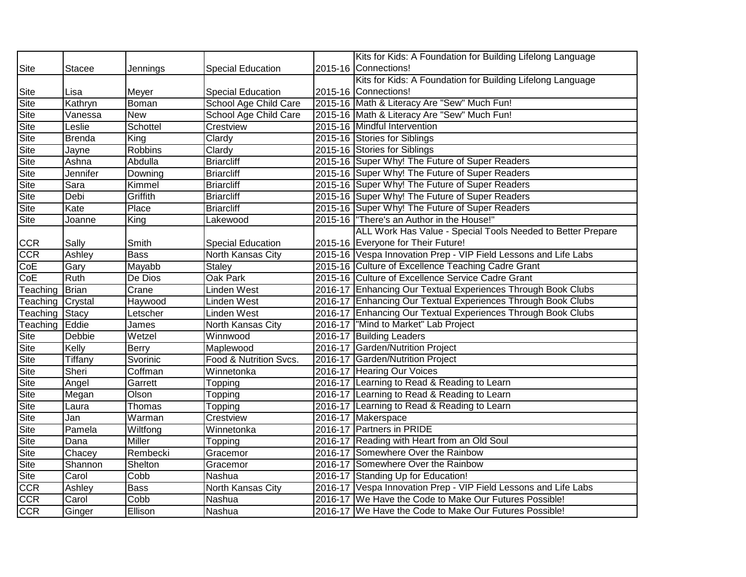| | | | | | |
|---|---|---|---|---|---|
| Site | Stacee | Jennings | Special Education | 2015-16 | Kits for Kids: A Foundation for Building Lifelong Language Connections! |
| Site | Lisa | Meyer | Special Education | 2015-16 | Kits for Kids: A Foundation for Building Lifelong Language Connections! |
| Site | Kathryn | Boman | School Age Child Care | 2015-16 | Math & Literacy Are "Sew" Much Fun! |
| Site | Vanessa | New | School Age Child Care | 2015-16 | Math & Literacy Are "Sew" Much Fun! |
| Site | Leslie | Schottel | Crestview | 2015-16 | Mindful Intervention |
| Site | Brenda | King | Clardy | 2015-16 | Stories for Siblings |
| Site | Jayne | Robbins | Clardy | 2015-16 | Stories for Siblings |
| Site | Ashna | Abdulla | Briarcliff | 2015-16 | Super Why! The Future of Super Readers |
| Site | Jennifer | Downing | Briarcliff | 2015-16 | Super Why! The Future of Super Readers |
| Site | Sara | Kimmel | Briarcliff | 2015-16 | Super Why! The Future of Super Readers |
| Site | Debi | Griffith | Briarcliff | 2015-16 | Super Why! The Future of Super Readers |
| Site | Kate | Place | Briarcliff | 2015-16 | Super Why! The Future of Super Readers |
| Site | Joanne | King | Lakewood | 2015-16 | "There's an Author in the House!" |
| CCR | Sally | Smith | Special Education | 2015-16 | ALL Work Has Value - Special Tools Needed to Better Prepare Everyone for Their Future! |
| CCR | Ashley | Bass | North Kansas City | 2015-16 | Vespa Innovation Prep - VIP Field Lessons and Life Labs |
| CoE | Gary | Mayabb | Staley | 2015-16 | Culture of Excellence Teaching Cadre Grant |
| CoE | Ruth | De Dios | Oak Park | 2015-16 | Culture of Excellence Service Cadre Grant |
| Teaching | Brian | Crane | Linden West | 2016-17 | Enhancing Our Textual Experiences Through Book Clubs |
| Teaching | Crystal | Haywood | Linden West | 2016-17 | Enhancing Our Textual Experiences Through Book Clubs |
| Teaching | Stacy | Letscher | Linden West | 2016-17 | Enhancing Our Textual Experiences Through Book Clubs |
| Teaching | Eddie | James | North Kansas City | 2016-17 | "Mind to Market" Lab Project |
| Site | Debbie | Wetzel | Winnwood | 2016-17 | Building Leaders |
| Site | Kelly | Berry | Maplewood | 2016-17 | Garden/Nutrition Project |
| Site | Tiffany | Svorinic | Food & Nutrition Svcs. | 2016-17 | Garden/Nutrition Project |
| Site | Sheri | Coffman | Winnetonka | 2016-17 | Hearing Our Voices |
| Site | Angel | Garrett | Topping | 2016-17 | Learning to Read & Reading to Learn |
| Site | Megan | Olson | Topping | 2016-17 | Learning to Read & Reading to Learn |
| Site | Laura | Thomas | Topping | 2016-17 | Learning to Read & Reading to Learn |
| Site | Jan | Warman | Crestview | 2016-17 | Makerspace |
| Site | Pamela | Wiltfong | Winnetonka | 2016-17 | Partners in PRIDE |
| Site | Dana | Miller | Topping | 2016-17 | Reading with Heart from an Old Soul |
| Site | Chacey | Rembecki | Gracemor | 2016-17 | Somewhere Over the Rainbow |
| Site | Shannon | Shelton | Gracemor | 2016-17 | Somewhere Over the Rainbow |
| Site | Carol | Cobb | Nashua | 2016-17 | Standing Up for Education! |
| CCR | Ashley | Bass | North Kansas City | 2016-17 | Vespa Innovation Prep - VIP Field Lessons and Life Labs |
| CCR | Carol | Cobb | Nashua | 2016-17 | We Have the Code to Make Our Futures Possible! |
| CCR | Ginger | Ellison | Nashua | 2016-17 | We Have the Code to Make Our Futures Possible! |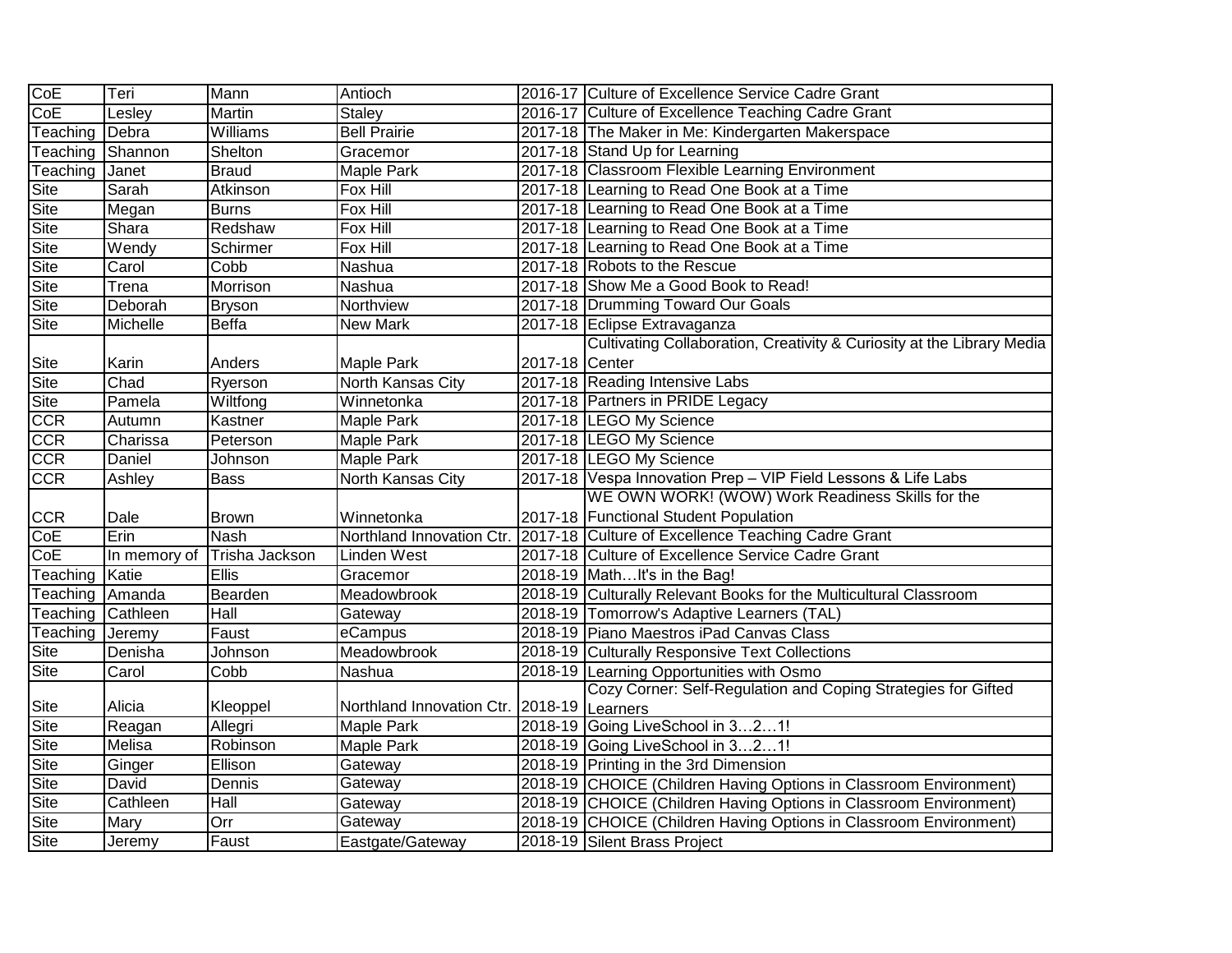| CoE | Teri | Mann | Antioch | 2016-17 | Culture of Excellence Service Cadre Grant |
|---|---|---|---|---|---|
| CoE | Lesley | Martin | Staley | 2016-17 | Culture of Excellence Teaching Cadre Grant |
| Teaching | Debra | Williams | Bell Prairie | 2017-18 | The Maker in Me: Kindergarten Makerspace |
| Teaching | Shannon | Shelton | Gracemor | 2017-18 | Stand Up for Learning |
| Teaching | Janet | Braud | Maple Park | 2017-18 | Classroom Flexible Learning Environment |
| Site | Sarah | Atkinson | Fox Hill | 2017-18 | Learning to Read One Book at a Time |
| Site | Megan | Burns | Fox Hill | 2017-18 | Learning to Read One Book at a Time |
| Site | Shara | Redshaw | Fox Hill | 2017-18 | Learning to Read One Book at a Time |
| Site | Wendy | Schirmer | Fox Hill | 2017-18 | Learning to Read One Book at a Time |
| Site | Carol | Cobb | Nashua | 2017-18 | Robots to the Rescue |
| Site | Trena | Morrison | Nashua | 2017-18 | Show Me a Good Book to Read! |
| Site | Deborah | Bryson | Northview | 2017-18 | Drumming Toward Our Goals |
| Site | Michelle | Beffa | New Mark | 2017-18 | Eclipse Extravaganza |
| Site | Karin | Anders | Maple Park | 2017-18 | Cultivating Collaboration, Creativity & Curiosity at the Library Media Center |
| Site | Chad | Ryerson | North Kansas City | 2017-18 | Reading Intensive Labs |
| Site | Pamela | Wiltfong | Winnetonka | 2017-18 | Partners in PRIDE Legacy |
| CCR | Autumn | Kastner | Maple Park | 2017-18 | LEGO My Science |
| CCR | Charissa | Peterson | Maple Park | 2017-18 | LEGO My Science |
| CCR | Daniel | Johnson | Maple Park | 2017-18 | LEGO My Science |
| CCR | Ashley | Bass | North Kansas City | 2017-18 | Vespa Innovation Prep – VIP Field Lessons & Life Labs |
| CCR | Dale | Brown | Winnetonka | 2017-18 | WE OWN WORK! (WOW) Work Readiness Skills for the Functional Student Population |
| CoE | Erin | Nash | Northland Innovation Ctr. | 2017-18 | Culture of Excellence Teaching Cadre Grant |
| CoE | In memory of | Trisha Jackson | Linden West | 2017-18 | Culture of Excellence Service Cadre Grant |
| Teaching | Katie | Ellis | Gracemor | 2018-19 | Math…It's in the Bag! |
| Teaching | Amanda | Bearden | Meadowbrook | 2018-19 | Culturally Relevant Books for the Multicultural Classroom |
| Teaching | Cathleen | Hall | Gateway | 2018-19 | Tomorrow's Adaptive Learners (TAL) |
| Teaching | Jeremy | Faust | eCampus | 2018-19 | Piano Maestros iPad Canvas Class |
| Site | Denisha | Johnson | Meadowbrook | 2018-19 | Culturally Responsive Text Collections |
| Site | Carol | Cobb | Nashua | 2018-19 | Learning Opportunities with Osmo |
| Site | Alicia | Kleoppel | Northland Innovation Ctr. | 2018-19 | Cozy Corner: Self-Regulation and Coping Strategies for Gifted Learners |
| Site | Reagan | Allegri | Maple Park | 2018-19 | Going LiveSchool in 3…2…1! |
| Site | Melisa | Robinson | Maple Park | 2018-19 | Going LiveSchool in 3…2…1! |
| Site | Ginger | Ellison | Gateway | 2018-19 | Printing in the 3rd Dimension |
| Site | David | Dennis | Gateway | 2018-19 | CHOICE (Children Having Options in Classroom Environment) |
| Site | Cathleen | Hall | Gateway | 2018-19 | CHOICE (Children Having Options in Classroom Environment) |
| Site | Mary | Orr | Gateway | 2018-19 | CHOICE (Children Having Options in Classroom Environment) |
| Site | Jeremy | Faust | Eastgate/Gateway | 2018-19 | Silent Brass Project |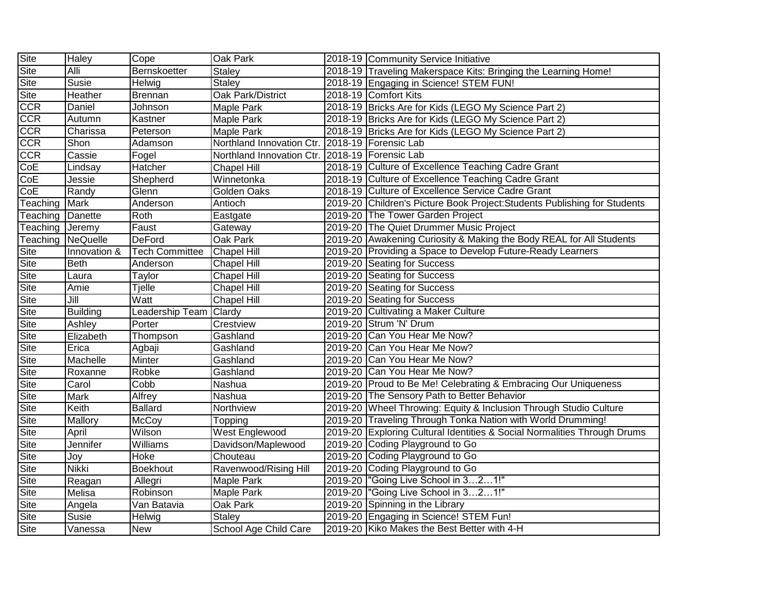| Site | Haley | Cope | Oak Park | 2018-19 | Community Service Initiative |
|---|---|---|---|---|---|
| Site | Alli | Bernskoetter | Staley | 2018-19 | Traveling Makerspace Kits: Bringing the Learning Home! |
| Site | Susie | Helwig | Staley | 2018-19 | Engaging in Science! STEM FUN! |
| Site | Heather | Brennan | Oak Park/District | 2018-19 | Comfort Kits |
| CCR | Daniel | Johnson | Maple Park | 2018-19 | Bricks Are for Kids (LEGO My Science Part 2) |
| CCR | Autumn | Kastner | Maple Park | 2018-19 | Bricks Are for Kids (LEGO My Science Part 2) |
| CCR | Charissa | Peterson | Maple Park | 2018-19 | Bricks Are for Kids (LEGO My Science Part 2) |
| CCR | Shon | Adamson | Northland Innovation Ctr. | 2018-19 | Forensic Lab |
| CCR | Cassie | Fogel | Northland Innovation Ctr. | 2018-19 | Forensic Lab |
| CoE | Lindsay | Hatcher | Chapel Hill | 2018-19 | Culture of Excellence Teaching Cadre Grant |
| CoE | Jessie | Shepherd | Winnetonka | 2018-19 | Culture of Excellence Teaching Cadre Grant |
| CoE | Randy | Glenn | Golden Oaks | 2018-19 | Culture of Excellence Service Cadre Grant |
| Teaching | Mark | Anderson | Antioch | 2019-20 | Children's Picture Book Project:Students Publishing for Students |
| Teaching | Danette | Roth | Eastgate | 2019-20 | The Tower Garden Project |
| Teaching | Jeremy | Faust | Gateway | 2019-20 | The Quiet Drummer Music Project |
| Teaching | NeQuelle | DeFord | Oak Park | 2019-20 | Awakening Curiosity & Making the Body REAL for All Students |
| Site | Innovation & | Tech Committee | Chapel Hill | 2019-20 | Providing a Space to Develop Future-Ready Learners |
| Site | Beth | Anderson | Chapel Hill | 2019-20 | Seating for Success |
| Site | Laura | Taylor | Chapel Hill | 2019-20 | Seating for Success |
| Site | Amie | Tjelle | Chapel Hill | 2019-20 | Seating for Success |
| Site | Jill | Watt | Chapel Hill | 2019-20 | Seating for Success |
| Site | Building | Leadership Team | Clardy | 2019-20 | Cultivating a Maker Culture |
| Site | Ashley | Porter | Crestview | 2019-20 | Strum 'N' Drum |
| Site | Elizabeth | Thompson | Gashland | 2019-20 | Can You Hear Me Now? |
| Site | Erica | Agbaji | Gashland | 2019-20 | Can You Hear Me Now? |
| Site | Machelle | Minter | Gashland | 2019-20 | Can You Hear Me Now? |
| Site | Roxanne | Robke | Gashland | 2019-20 | Can You Hear Me Now? |
| Site | Carol | Cobb | Nashua | 2019-20 | Proud to Be Me! Celebrating & Embracing Our Uniqueness |
| Site | Mark | Alfrey | Nashua | 2019-20 | The Sensory Path to Better Behavior |
| Site | Keith | Ballard | Northview | 2019-20 | Wheel Throwing: Equity & Inclusion Through Studio Culture |
| Site | Mallory | McCoy | Topping | 2019-20 | Traveling Through Tonka Nation with World Drumming! |
| Site | April | Wilson | West Englewood | 2019-20 | Exploring Cultural Identities & Social Normalities Through Drums |
| Site | Jennifer | Williams | Davidson/Maplewood | 2019-20 | Coding Playground to Go |
| Site | Joy | Hoke | Chouteau | 2019-20 | Coding Playground to Go |
| Site | Nikki | Boekhout | Ravenwood/Rising Hill | 2019-20 | Coding Playground to Go |
| Site | Reagan | Allegri | Maple Park | 2019-20 | "Going Live School in 3…2…1!" |
| Site | Melisa | Robinson | Maple Park | 2019-20 | "Going Live School in 3…2…1!" |
| Site | Angela | Van Batavia | Oak Park | 2019-20 | Spinning in the Library |
| Site | Susie | Helwig | Staley | 2019-20 | Engaging in Science! STEM Fun! |
| Site | Vanessa | New | School Age Child Care | 2019-20 | Kiko Makes the Best Better with 4-H |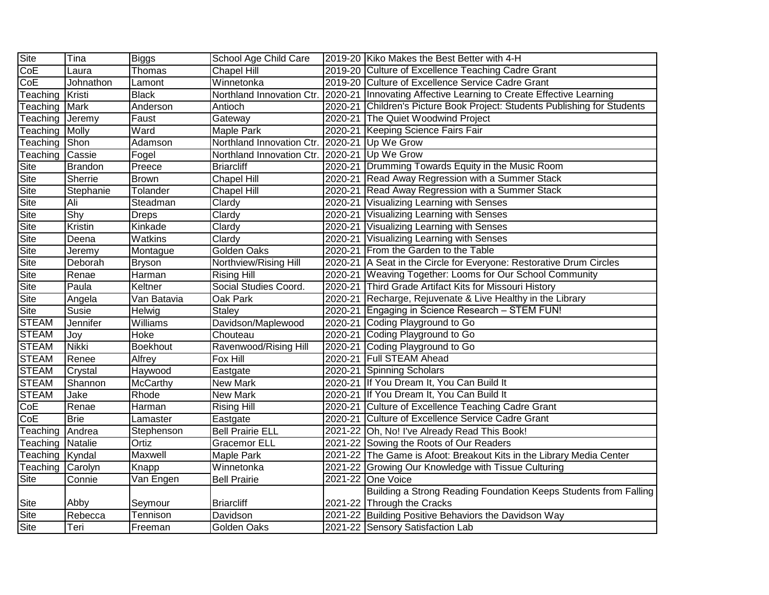| Site | Tina | Biggs | School Age Child Care | 2019-20 | Kiko Makes the Best Better with 4-H |
|---|---|---|---|---|---|
| CoE | Laura | Thomas | Chapel Hill | 2019-20 | Culture of Excellence Teaching Cadre Grant |
| CoE | Johnathon | Lamont | Winnetonka | 2019-20 | Culture of Excellence Service Cadre Grant |
| Teaching | Kristi | Black | Northland Innovation Ctr. | 2020-21 | Innovating Affective Learning to Create Effective Learning |
| Teaching | Mark | Anderson | Antioch | 2020-21 | Children's Picture Book Project: Students Publishing for Students |
| Teaching | Jeremy | Faust | Gateway | 2020-21 | The Quiet Woodwind Project |
| Teaching | Molly | Ward | Maple Park | 2020-21 | Keeping Science Fairs Fair |
| Teaching | Shon | Adamson | Northland Innovation Ctr. | 2020-21 | Up We Grow |
| Teaching | Cassie | Fogel | Northland Innovation Ctr. | 2020-21 | Up We Grow |
| Site | Brandon | Preece | Briarcliff | 2020-21 | Drumming Towards Equity in the Music Room |
| Site | Sherrie | Brown | Chapel Hill | 2020-21 | Read Away Regression with a Summer Stack |
| Site | Stephanie | Tolander | Chapel Hill | 2020-21 | Read Away Regression with a Summer Stack |
| Site | Ali | Steadman | Clardy | 2020-21 | Visualizing Learning with Senses |
| Site | Shy | Dreps | Clardy | 2020-21 | Visualizing Learning with Senses |
| Site | Kristin | Kinkade | Clardy | 2020-21 | Visualizing Learning with Senses |
| Site | Deena | Watkins | Clardy | 2020-21 | Visualizing Learning with Senses |
| Site | Jeremy | Montague | Golden Oaks | 2020-21 | From the Garden to the Table |
| Site | Deborah | Bryson | Northview/Rising Hill | 2020-21 | A Seat in the Circle for Everyone: Restorative Drum Circles |
| Site | Renae | Harman | Rising Hill | 2020-21 | Weaving Together: Looms for Our School Community |
| Site | Paula | Keltner | Social Studies Coord. | 2020-21 | Third Grade Artifact Kits for Missouri History |
| Site | Angela | Van Batavia | Oak Park | 2020-21 | Recharge, Rejuvenate & Live Healthy in the Library |
| Site | Susie | Helwig | Staley | 2020-21 | Engaging in Science Research – STEM FUN! |
| STEAM | Jennifer | Williams | Davidson/Maplewood | 2020-21 | Coding Playground to Go |
| STEAM | Joy | Hoke | Chouteau | 2020-21 | Coding Playground to Go |
| STEAM | Nikki | Boekhout | Ravenwood/Rising Hill | 2020-21 | Coding Playground to Go |
| STEAM | Renee | Alfrey | Fox Hill | 2020-21 | Full STEAM Ahead |
| STEAM | Crystal | Haywood | Eastgate | 2020-21 | Spinning Scholars |
| STEAM | Shannon | McCarthy | New Mark | 2020-21 | If You Dream It, You Can Build It |
| STEAM | Jake | Rhode | New Mark | 2020-21 | If You Dream It, You Can Build It |
| CoE | Renae | Harman | Rising Hill | 2020-21 | Culture of Excellence Teaching Cadre Grant |
| CoE | Brie | Lamaster | Eastgate | 2020-21 | Culture of Excellence Service Cadre Grant |
| Teaching | Andrea | Stephenson | Bell Prairie ELL | 2021-22 | Oh, No! I've Already Read This Book! |
| Teaching | Natalie | Ortiz | Gracemor ELL | 2021-22 | Sowing the Roots of Our Readers |
| Teaching | Kyndal | Maxwell | Maple Park | 2021-22 | The Game is Afoot: Breakout Kits in the Library Media Center |
| Teaching | Carolyn | Knapp | Winnetonka | 2021-22 | Growing Our Knowledge with Tissue Culturing |
| Site | Connie | Van Engen | Bell Prairie | 2021-22 | One Voice |
| Site | Abby | Seymour | Briarcliff | 2021-22 | Building a Strong Reading Foundation Keeps Students from Falling Through the Cracks |
| Site | Rebecca | Tennison | Davidson | 2021-22 | Building Positive Behaviors the Davidson Way |
| Site | Teri | Freeman | Golden Oaks | 2021-22 | Sensory Satisfaction Lab |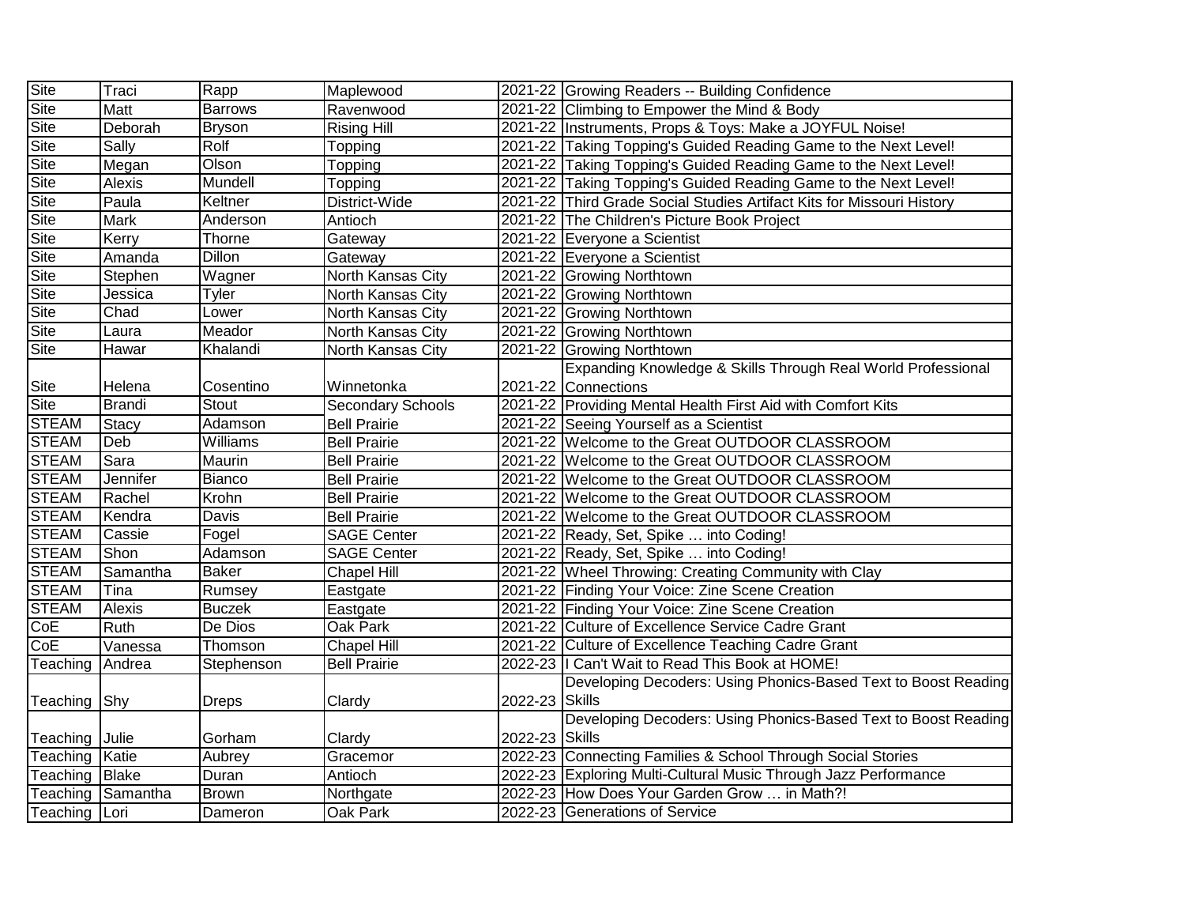| Site | Traci | Rapp | Maplewood | 2021-22 | Growing Readers -- Building Confidence |
|---|---|---|---|---|---|
| Site | Matt | Barrows | Ravenwood | 2021-22 | Climbing to Empower the Mind & Body |
| Site | Deborah | Bryson | Rising Hill | 2021-22 | Instruments, Props & Toys: Make a JOYFUL Noise! |
| Site | Sally | Rolf | Topping | 2021-22 | Taking Topping's Guided Reading Game to the Next Level! |
| Site | Megan | Olson | Topping | 2021-22 | Taking Topping's Guided Reading Game to the Next Level! |
| Site | Alexis | Mundell | Topping | 2021-22 | Taking Topping's Guided Reading Game to the Next Level! |
| Site | Paula | Keltner | District-Wide | 2021-22 | Third Grade Social Studies Artifact Kits for Missouri History |
| Site | Mark | Anderson | Antioch | 2021-22 | The Children's Picture Book Project |
| Site | Kerry | Thorne | Gateway | 2021-22 | Everyone a Scientist |
| Site | Amanda | Dillon | Gateway | 2021-22 | Everyone a Scientist |
| Site | Stephen | Wagner | North Kansas City | 2021-22 | Growing Northtown |
| Site | Jessica | Tyler | North Kansas City | 2021-22 | Growing Northtown |
| Site | Chad | Lower | North Kansas City | 2021-22 | Growing Northtown |
| Site | Laura | Meador | North Kansas City | 2021-22 | Growing Northtown |
| Site | Hawar | Khalandi | North Kansas City | 2021-22 | Growing Northtown |
| Site | Helena | Cosentino | Winnetonka | 2021-22 | Expanding Knowledge & Skills Through Real World Professional Connections |
| Site | Brandi | Stout | Secondary Schools | 2021-22 | Providing Mental Health First Aid with Comfort Kits |
| STEAM | Stacy | Adamson | Bell Prairie | 2021-22 | Seeing Yourself as a Scientist |
| STEAM | Deb | Williams | Bell Prairie | 2021-22 | Welcome to the Great OUTDOOR CLASSROOM |
| STEAM | Sara | Maurin | Bell Prairie | 2021-22 | Welcome to the Great OUTDOOR CLASSROOM |
| STEAM | Jennifer | Bianco | Bell Prairie | 2021-22 | Welcome to the Great OUTDOOR CLASSROOM |
| STEAM | Rachel | Krohn | Bell Prairie | 2021-22 | Welcome to the Great OUTDOOR CLASSROOM |
| STEAM | Kendra | Davis | Bell Prairie | 2021-22 | Welcome to the Great OUTDOOR CLASSROOM |
| STEAM | Cassie | Fogel | SAGE Center | 2021-22 | Ready, Set, Spike … into Coding! |
| STEAM | Shon | Adamson | SAGE Center | 2021-22 | Ready, Set, Spike … into Coding! |
| STEAM | Samantha | Baker | Chapel Hill | 2021-22 | Wheel Throwing: Creating Community with Clay |
| STEAM | Tina | Rumsey | Eastgate | 2021-22 | Finding Your Voice: Zine Scene Creation |
| STEAM | Alexis | Buczek | Eastgate | 2021-22 | Finding Your Voice: Zine Scene Creation |
| CoE | Ruth | De Dios | Oak Park | 2021-22 | Culture of Excellence Service Cadre Grant |
| CoE | Vanessa | Thomson | Chapel Hill | 2021-22 | Culture of Excellence Teaching Cadre Grant |
| Teaching | Andrea | Stephenson | Bell Prairie | 2022-23 | I Can't Wait to Read This Book at HOME! |
| Teaching | Shy | Dreps | Clardy | 2022-23 | Developing Decoders: Using Phonics-Based Text to Boost Reading Skills |
| Teaching | Julie | Gorham | Clardy | 2022-23 | Developing Decoders: Using Phonics-Based Text to Boost Reading Skills |
| Teaching | Katie | Aubrey | Gracemor | 2022-23 | Connecting Families & School Through Social Stories |
| Teaching | Blake | Duran | Antioch | 2022-23 | Exploring Multi-Cultural Music Through Jazz Performance |
| Teaching | Samantha | Brown | Northgate | 2022-23 | How Does Your Garden Grow … in Math?! |
| Teaching | Lori | Dameron | Oak Park | 2022-23 | Generations of Service |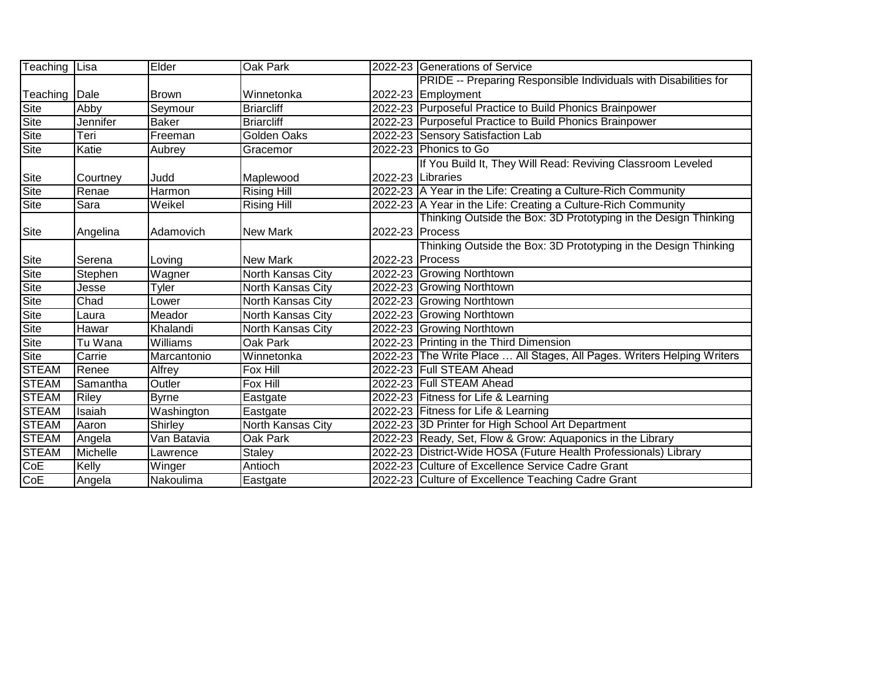| | | | | | |
|---|---|---|---|---|---|
| Teaching | Lisa | Elder | Oak Park | 2022-23 | Generations of Service |
| Teaching | Dale | Brown | Winnetonka | 2022-23 | PRIDE -- Preparing Responsible Individuals with Disabilities for Employment |
| Site | Abby | Seymour | Briarcliff | 2022-23 | Purposeful Practice to Build Phonics Brainpower |
| Site | Jennifer | Baker | Briarcliff | 2022-23 | Purposeful Practice to Build Phonics Brainpower |
| Site | Teri | Freeman | Golden Oaks | 2022-23 | Sensory Satisfaction Lab |
| Site | Katie | Aubrey | Gracemor | 2022-23 | Phonics to Go |
| Site | Courtney | Judd | Maplewood | 2022-23 | If You Build It, They Will Read: Reviving Classroom Leveled Libraries |
| Site | Renae | Harmon | Rising Hill | 2022-23 | A Year in the Life: Creating a Culture-Rich Community |
| Site | Sara | Weikel | Rising Hill | 2022-23 | A Year in the Life: Creating a Culture-Rich Community |
| Site | Angelina | Adamovich | New Mark | 2022-23 | Thinking Outside the Box: 3D Prototyping in the Design Thinking Process |
| Site | Serena | Loving | New Mark | 2022-23 | Thinking Outside the Box: 3D Prototyping in the Design Thinking Process |
| Site | Stephen | Wagner | North Kansas City | 2022-23 | Growing Northtown |
| Site | Jesse | Tyler | North Kansas City | 2022-23 | Growing Northtown |
| Site | Chad | Lower | North Kansas City | 2022-23 | Growing Northtown |
| Site | Laura | Meador | North Kansas City | 2022-23 | Growing Northtown |
| Site | Hawar | Khalandi | North Kansas City | 2022-23 | Growing Northtown |
| Site | Tu Wana | Williams | Oak Park | 2022-23 | Printing in the Third Dimension |
| Site | Carrie | Marcantonio | Winnetonka | 2022-23 | The Write Place … All Stages, All Pages. Writers Helping Writers |
| STEAM | Renee | Alfrey | Fox Hill | 2022-23 | Full STEAM Ahead |
| STEAM | Samantha | Outler | Fox Hill | 2022-23 | Full STEAM Ahead |
| STEAM | Riley | Byrne | Eastgate | 2022-23 | Fitness for Life & Learning |
| STEAM | Isaiah | Washington | Eastgate | 2022-23 | Fitness for Life & Learning |
| STEAM | Aaron | Shirley | North Kansas City | 2022-23 | 3D Printer for High School Art Department |
| STEAM | Angela | Van Batavia | Oak Park | 2022-23 | Ready, Set, Flow & Grow: Aquaponics in the Library |
| STEAM | Michelle | Lawrence | Staley | 2022-23 | District-Wide HOSA (Future Health Professionals) Library |
| CoE | Kelly | Winger | Antioch | 2022-23 | Culture of Excellence Service Cadre Grant |
| CoE | Angela | Nakoulima | Eastgate | 2022-23 | Culture of Excellence Teaching Cadre Grant |